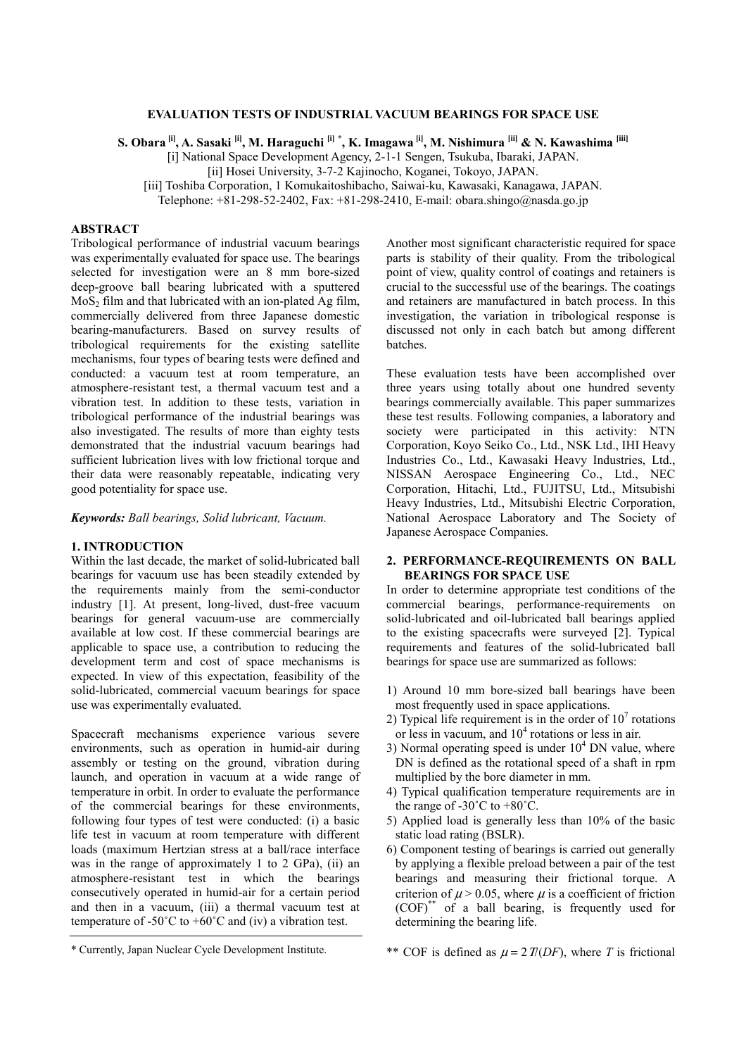# EVALUATION TESTS OF INDUSTRIAL VACUUM BEARINGS FOR SPACE USE

**S. Obara [i], A. Sasaki [i], M. Haraguchi [i] *, K. Imagawa [i], M. Nishimura [ii] & N. Kawashima [iii]**

[i] National Space Development Agency, 2-1-1 Sengen, Tsukuba, Ibaraki, JAPAN.
[ii] Hosei University, 3-7-2 Kajinocho, Koganei, Tokoyo, JAPAN.
[iii] Toshiba Corporation, 1 Komukaitoshibacho, Saiwai-ku, Kawasaki, Kanagawa, JAPAN.
Telephone: +81-298-52-2402, Fax: +81-298-2410, E-mail: obara.shingo@nasda.go.jp

## ABSTRACT

Tribological performance of industrial vacuum bearings was experimentally evaluated for space use. The bearings selected for investigation were an 8 mm bore-sized deep-groove ball bearing lubricated with a sputtered $MoS_2$ film and that lubricated with an ion-plated Ag film, commercially delivered from three Japanese domestic bearing-manufacturers. Based on survey results of tribological requirements for the existing satellite mechanisms, four types of bearing tests were defined and conducted: a vacuum test at room temperature, an atmosphere-resistant test, a thermal vacuum test and a vibration test. In addition to these tests, variation in tribological performance of the industrial bearings was also investigated. The results of more than eighty tests demonstrated that the industrial vacuum bearings had sufficient lubrication lives with low frictional torque and their data were reasonably repeatable, indicating very good potentiality for space use.

***Keywords:*** *Ball bearings, Solid lubricant, Vacuum.*

## 1. INTRODUCTION

Within the last decade, the market of solid-lubricated ball bearings for vacuum use has been steadily extended by the requirements mainly from the semi-conductor industry [1]. At present, long-lived, dust-free vacuum bearings for general vacuum-use are commercially available at low cost. If these commercial bearings are applicable to space use, a contribution to reducing the development term and cost of space mechanisms is expected. In view of this expectation, feasibility of the solid-lubricated, commercial vacuum bearings for space use was experimentally evaluated.

Spacecraft mechanisms experience various severe environments, such as operation in humid-air during assembly or testing on the ground, vibration during launch, and operation in vacuum at a wide range of temperature in orbit. In order to evaluate the performance of the commercial bearings for these environments, following four types of test were conducted: (i) a basic life test in vacuum at room temperature with different loads (maximum Hertzian stress at a ball/race interface was in the range of approximately 1 to 2 GPa), (ii) an atmosphere-resistant test in which the bearings consecutively operated in humid-air for a certain period and then in a vacuum, (iii) a thermal vacuum test at temperature of -50˚C to +60˚C and (iv) a vibration test.

Another most significant characteristic required for space parts is stability of their quality. From the tribological point of view, quality control of coatings and retainers is crucial to the successful use of the bearings. The coatings and retainers are manufactured in batch process. In this investigation, the variation in tribological response is discussed not only in each batch but among different batches.

These evaluation tests have been accomplished over three years using totally about one hundred seventy bearings commercially available. This paper summarizes these test results. Following companies, a laboratory and society were participated in this activity: NTN Corporation, Koyo Seiko Co., Ltd., NSK Ltd., IHI Heavy Industries Co., Ltd., Kawasaki Heavy Industries, Ltd., NISSAN Aerospace Engineering Co., Ltd., NEC Corporation, Hitachi, Ltd., FUJITSU, Ltd., Mitsubishi Heavy Industries, Ltd., Mitsubishi Electric Corporation, National Aerospace Laboratory and The Society of Japanese Aerospace Companies.

## 2. PERFORMANCE-REQUIREMENTS ON BALL BEARINGS FOR SPACE USE

In order to determine appropriate test conditions of the commercial bearings, performance-requirements on solid-lubricated and oil-lubricated ball bearings applied to the existing spacecrafts were surveyed [2]. Typical requirements and features of the solid-lubricated ball bearings for space use are summarized as follows:

1) Around 10 mm bore-sized ball bearings have been most frequently used in space applications.
2) Typical life requirement is in the order of $10^7$ rotations or less in vacuum, and $10^4$ rotations or less in air.
3) Normal operating speed is under $10^4$ DN value, where DN is defined as the rotational speed of a shaft in rpm multiplied by the bore diameter in mm.
4) Typical qualification temperature requirements are in the range of -30˚C to +80˚C.
5) Applied load is generally less than 10% of the basic static load rating (BSLR).
6) Component testing of bearings is carried out generally by applying a flexible preload between a pair of the test bearings and measuring their frictional torque. A criterion of $\mu > 0.05$, where $\mu$ is a coefficient of friction (COF)** of a ball bearing, is frequently used for determining the bearing life.

\* Currently, Japan Nuclear Cycle Development Institute.

** COF is defined as $\mu = 2T/(DF)$, where $T$ is frictional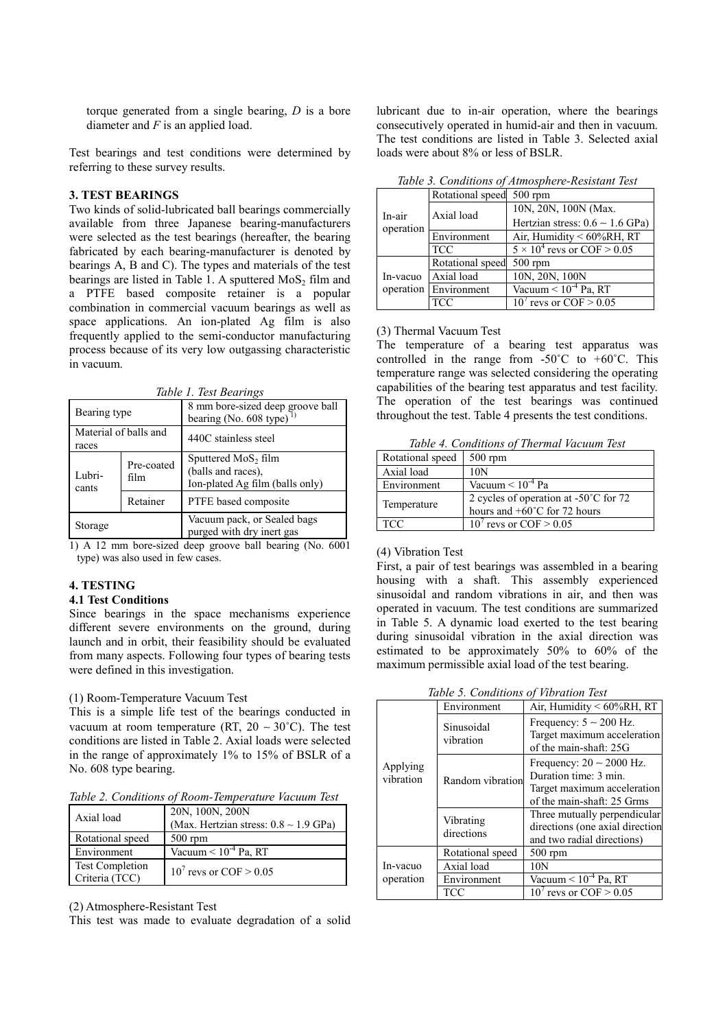torque generated from a single bearing, $D$ is a bore diameter and $F$ is an applied load.

Test bearings and test conditions were determined by referring to these survey results.

## 3. TEST BEARINGS

Two kinds of solid-lubricated ball bearings commercially available from three Japanese bearing-manufacturers were selected as the test bearings (hereafter, the bearing fabricated by each bearing-manufacturer is denoted by bearings A, B and C). The types and materials of the test bearings are listed in Table 1. A sputtered $MoS_2$ film and a PTFE based composite retainer is a popular combination in commercial vacuum bearings as well as space applications. An ion-plated Ag film is also frequently applied to the semi-conductor manufacturing process because of its very low outgassing characteristic in vacuum.

*Table 1. Test Bearings*

| Bearing type | | 8 mm bore-sized deep groove ball bearing (No. 608 type) [1)] |
|---|---|---|
| Material of balls and races | | 440C stainless steel |
| Lubricants | Pre-coated film | Sputtered $MoS_2$ film (balls and races), Ion-plated Ag film (balls only) |
| | Retainer | PTFE based composite |
| Storage | | Vacuum pack, or Sealed bags purged with dry inert gas |

1) A 12 mm bore-sized deep groove ball bearing (No. 6001 type) was also used in few cases.

## 4. TESTING

### 4.1 Test Conditions

Since bearings in the space mechanisms experience different severe environments on the ground, during launch and in orbit, their feasibility should be evaluated from many aspects. Following four types of bearing tests were defined in this investigation.

(1) Room-Temperature Vacuum Test

This is a simple life test of the bearings conducted in vacuum at room temperature (RT, 20 ~ 30˚C). The test conditions are listed in Table 2. Axial loads were selected in the range of approximately 1% to 15% of BSLR of a No. 608 type bearing.

*Table 2. Conditions of Room-Temperature Vacuum Test*

| Axial load | 20N, 100N, 200N (Max. Hertzian stress: 0.8 ~ 1.9 GPa) |
|---|---|
| Rotational speed | 500 rpm |
| Environment | Vacuum < $10^{-4}$ Pa, RT |
| Test Completion Criteria (TCC) | $10^7$ revs or COF > 0.05 |

(2) Atmosphere-Resistant Test

This test was made to evaluate degradation of a solid lubricant due to in-air operation, where the bearings consecutively operated in humid-air and then in vacuum. The test conditions are listed in Table 3. Selected axial loads were about 8% or less of BSLR.

*Table 3. Conditions of Atmosphere-Resistant Test*

| In-air operation | Rotational speed | 500 rpm |
|---|---|---|
| | Axial load | 10N, 20N, 100N (Max. Hertzian stress: 0.6 ~ 1.6 GPa) |
| | Environment | Air, Humidity < 60%RH, RT |
| | TCC | $5 \times 10^4$ revs or COF > 0.05 |
| In-vacuo operation | Rotational speed | 500 rpm |
| | Axial load | 10N, 20N, 100N |
| | Environment | Vacuum < $10^{-4}$ Pa, RT |
| | TCC | $10^7$ revs or COF > 0.05 |

(3) Thermal Vacuum Test

The temperature of a bearing test apparatus was controlled in the range from -50˚C to +60˚C. This temperature range was selected considering the operating capabilities of the bearing test apparatus and test facility. The operation of the test bearings was continued throughout the test. Table 4 presents the test conditions.

*Table 4. Conditions of Thermal Vacuum Test*

| Rotational speed | 500 rpm |
|---|---|
| Axial load | 10N |
| Environment | Vacuum < $10^{-4}$ Pa |
| Temperature | 2 cycles of operation at -50˚C for 72 hours and +60˚C for 72 hours |
| TCC | $10^7$ revs or COF > 0.05 |

(4) Vibration Test

First, a pair of test bearings was assembled in a bearing housing with a shaft. This assembly experienced sinusoidal and random vibrations in air, and then was operated in vacuum. The test conditions are summarized in Table 5. A dynamic load exerted to the test bearing during sinusoidal vibration in the axial direction was estimated to be approximately 50% to 60% of the maximum permissible axial load of the test bearing.

*Table 5. Conditions of Vibration Test*

| Applying vibration | Environment | Air, Humidity < 60%RH, RT |
|---|---|---|
| | Sinusoidal vibration | Frequency: 5 ~ 200 Hz. Target maximum acceleration of the main-shaft: 25G |
| | Random vibration | Frequency: 20 ~ 2000 Hz. Duration time: 3 min. Target maximum acceleration of the main-shaft: 25 Grms |
| | Vibrating directions | Three mutually perpendicular directions (one axial direction and two radial directions) |
| In-vacuo operation | Rotational speed | 500 rpm |
| | Axial load | 10N |
| | Environment | Vacuum < $10^{-4}$ Pa, RT |
| | TCC | $10^7$ revs or COF > 0.05 |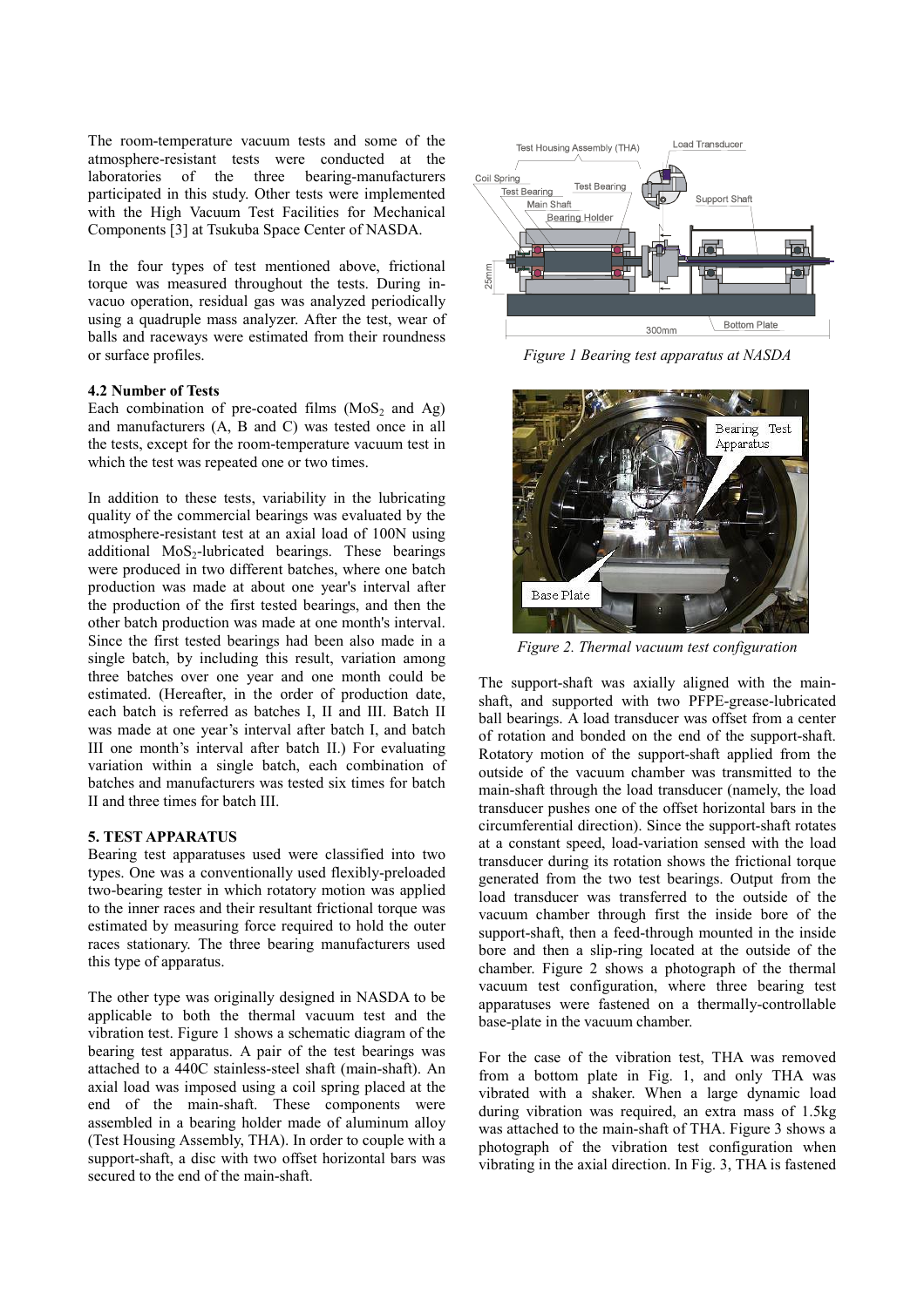The room-temperature vacuum tests and some of the atmosphere-resistant tests were conducted at the laboratories of the three bearing-manufacturers participated in this study. Other tests were implemented with the High Vacuum Test Facilities for Mechanical Components [3] at Tsukuba Space Center of NASDA.

In the four types of test mentioned above, frictional torque was measured throughout the tests. During in-vacuo operation, residual gas was analyzed periodically using a quadruple mass analyzer. After the test, wear of balls and raceways were estimated from their roundness or surface profiles.

### 4.2 Number of Tests

Each combination of pre-coated films ($MoS_2$ and Ag) and manufacturers (A, B and C) was tested once in all the tests, except for the room-temperature vacuum test in which the test was repeated one or two times.

In addition to these tests, variability in the lubricating quality of the commercial bearings was evaluated by the atmosphere-resistant test at an axial load of 100N using additional $MoS_2$-lubricated bearings. These bearings were produced in two different batches, where one batch production was made at about one year's interval after the production of the first tested bearings, and then the other batch production was made at one month's interval. Since the first tested bearings had been also made in a single batch, by including this result, variation among three batches over one year and one month could be estimated. (Hereafter, in the order of production date, each batch is referred as batches I, II and III. Batch II was made at one year's interval after batch I, and batch III one month's interval after batch II.) For evaluating variation within a single batch, each combination of batches and manufacturers was tested six times for batch II and three times for batch III.

## 5. TEST APPARATUS

Bearing test apparatuses used were classified into two types. One was a conventionally used flexibly-preloaded two-bearing tester in which rotatory motion was applied to the inner races and their resultant frictional torque was estimated by measuring force required to hold the outer races stationary. The three bearing manufacturers used this type of apparatus.

The other type was originally designed in NASDA to be applicable to both the thermal vacuum test and the vibration test. Figure 1 shows a schematic diagram of the bearing test apparatus. A pair of the test bearings was attached to a 440C stainless-steel shaft (main-shaft). An axial load was imposed using a coil spring placed at the end of the main-shaft. These components were assembled in a bearing holder made of aluminum alloy (Test Housing Assembly, THA). In order to couple with a support-shaft, a disc with two offset horizontal bars was secured to the end of the main-shaft.

*Figure 1 Bearing test apparatus at NASDA*

*Figure 2. Thermal vacuum test configuration*

The support-shaft was axially aligned with the main-shaft, and supported with two PFPE-grease-lubricated ball bearings. A load transducer was offset from a center of rotation and bonded on the end of the support-shaft. Rotatory motion of the support-shaft applied from the outside of the vacuum chamber was transmitted to the main-shaft through the load transducer (namely, the load transducer pushes one of the offset horizontal bars in the circumferential direction). Since the support-shaft rotates at a constant speed, load-variation sensed with the load transducer during its rotation shows the frictional torque generated from the two test bearings. Output from the load transducer was transferred to the outside of the vacuum chamber through first the inside bore of the support-shaft, then a feed-through mounted in the inside bore and then a slip-ring located at the outside of the chamber. Figure 2 shows a photograph of the thermal vacuum test configuration, where three bearing test apparatuses were fastened on a thermally-controllable base-plate in the vacuum chamber.

For the case of the vibration test, THA was removed from a bottom plate in Fig. 1, and only THA was vibrated with a shaker. When a large dynamic load during vibration was required, an extra mass of 1.5kg was attached to the main-shaft of THA. Figure 3 shows a photograph of the vibration test configuration when vibrating in the axial direction. In Fig. 3, THA is fastened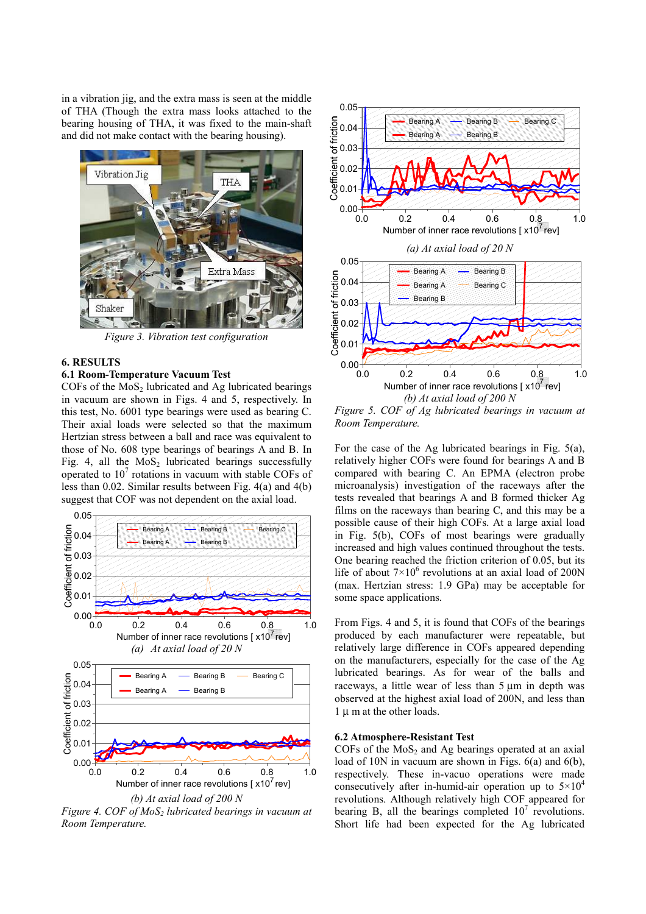in a vibration jig, and the extra mass is seen at the middle of THA (Though the extra mass looks attached to the bearing housing of THA, it was fixed to the main-shaft and did not make contact with the bearing housing).

*Figure 3. Vibration test configuration*

## 6. RESULTS

### 6.1 Room-Temperature Vacuum Test

COFs of the $MoS_2$ lubricated and Ag lubricated bearings in vacuum are shown in Figs. 4 and 5, respectively. In this test, No. 6001 type bearings were used as bearing C. Their axial loads were selected so that the maximum Hertzian stress between a ball and race was equivalent to those of No. 608 type bearings of bearings A and B. In Fig. 4, all the $MoS_2$ lubricated bearings successfully operated to $10^7$ rotations in vacuum with stable COFs of less than 0.02. Similar results between Fig. 4(a) and 4(b) suggest that COF was not dependent on the axial load.

*(a) At axial load of 20 N*

*(b) At axial load of 200 N*

*Figure 4. COF of $MoS_2$ lubricated bearings in vacuum at Room Temperature.*

*(a) At axial load of 20 N*

*(b) At axial load of 200 N*

*Figure 5. COF of Ag lubricated bearings in vacuum at Room Temperature.*

For the case of the Ag lubricated bearings in Fig. 5(a), relatively higher COFs were found for bearings A and B compared with bearing C. An EPMA (electron probe microanalysis) investigation of the raceways after the tests revealed that bearings A and B formed thicker Ag films on the raceways than bearing C, and this may be a possible cause of their high COFs. At a large axial load in Fig. 5(b), COFs of most bearings were gradually increased and high values continued throughout the tests. One bearing reached the friction criterion of 0.05, but its life of about $7\times10^6$ revolutions at an axial load of 200N (max. Hertzian stress: 1.9 GPa) may be acceptable for some space applications.

From Figs. 4 and 5, it is found that COFs of the bearings produced by each manufacturer were repeatable, but relatively large difference in COFs appeared depending on the manufacturers, especially for the case of the Ag lubricated bearings. As for wear of the balls and raceways, a little wear of less than 5 µm in depth was observed at the highest axial load of 200N, and less than 1 µ m at the other loads.

### 6.2 Atmosphere-Resistant Test

COFs of the $MoS_2$ and Ag bearings operated at an axial load of 10N in vacuum are shown in Figs. 6(a) and 6(b), respectively. These in-vacuo operations were made consecutively after in-humid-air operation up to $5\times10^4$ revolutions. Although relatively high COF appeared for bearing B, all the bearings completed $10^7$ revolutions. Short life had been expected for the Ag lubricated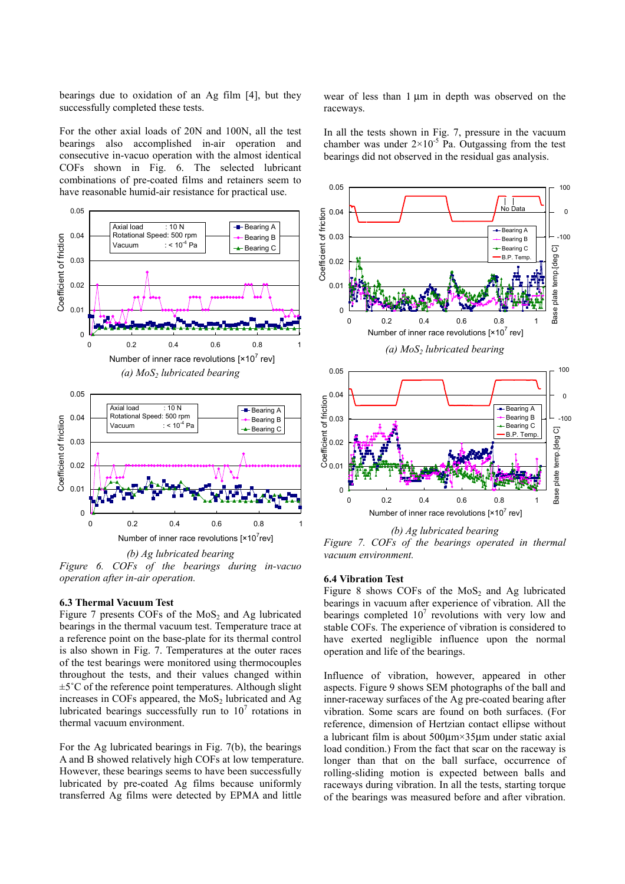bearings due to oxidation of an Ag film [4], but they successfully completed these tests.

For the other axial loads of 20N and 100N, all the test bearings also accomplished in-air operation and consecutive in-vacuo operation with the almost identical COFs shown in Fig. 6. The selected lubricant combinations of pre-coated films and retainers seem to have reasonable humid-air resistance for practical use.

*(a) $MoS_2$ lubricated bearing*

*(b) Ag lubricated bearing*

*Figure 6. COFs of the bearings during in-vacuo operation after in-air operation.*

### 6.3 Thermal Vacuum Test

Figure 7 presents COFs of the $MoS_2$ and Ag lubricated bearings in the thermal vacuum test. Temperature trace at a reference point on the base-plate for its thermal control is also shown in Fig. 7. Temperatures at the outer races of the test bearings were monitored using thermocouples throughout the tests, and their values changed within ±5˚C of the reference point temperatures. Although slight increases in COFs appeared, the $MoS_2$ lubricated and Ag lubricated bearings successfully run to $10^7$ rotations in thermal vacuum environment.

For the Ag lubricated bearings in Fig. 7(b), the bearings A and B showed relatively high COFs at low temperature. However, these bearings seems to have been successfully lubricated by pre-coated Ag films because uniformly transferred Ag films were detected by EPMA and little wear of less than 1 µm in depth was observed on the raceways.

In all the tests shown in Fig. 7, pressure in the vacuum chamber was under $2 \times 10^{-5}$ Pa. Outgassing from the test bearings did not observed in the residual gas analysis.

*(a) $MoS_2$ lubricated bearing*

*(b) Ag lubricated bearing*

*Figure 7. COFs of the bearings operated in thermal vacuum environment.*

### 6.4 Vibration Test

Figure 8 shows COFs of the $MoS_2$ and Ag lubricated bearings in vacuum after experience of vibration. All the bearings completed $10^7$ revolutions with very low and stable COFs. The experience of vibration is considered to have exerted negligible influence upon the normal operation and life of the bearings.

Influence of vibration, however, appeared in other aspects. Figure 9 shows SEM photographs of the ball and inner-raceway surfaces of the Ag pre-coated bearing after vibration. Some scars are found on both surfaces. (For reference, dimension of Hertzian contact ellipse without a lubricant film is about 500µm×35µm under static axial load condition.) From the fact that scar on the raceway is longer than that on the ball surface, occurrence of rolling-sliding motion is expected between balls and raceways during vibration. In all the tests, starting torque of the bearings was measured before and after vibration.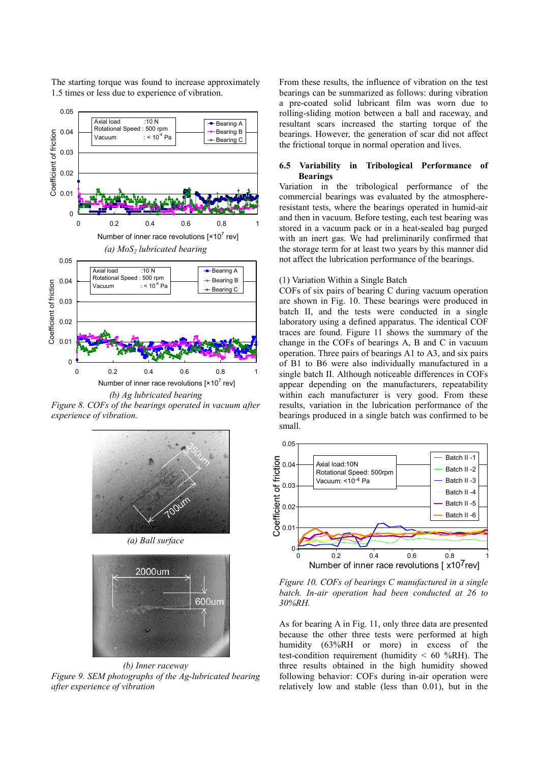The starting torque was found to increase approximately 1.5 times or less due to experience of vibration.

*(a) $MoS_2$ lubricated bearing*

*(b) Ag lubricated bearing*

*Figure 8. COFs of the bearings operated in vacuum after experience of vibration.*

*(a) Ball surface*

*(b) Inner raceway*

*Figure 9. SEM photographs of the Ag-lubricated bearing after experience of vibration*

From these results, the influence of vibration on the test bearings can be summarized as follows: during vibration a pre-coated solid lubricant film was worn due to rolling-sliding motion between a ball and raceway, and resultant scars increased the starting torque of the bearings. However, the generation of scar did not affect the frictional torque in normal operation and lives.

### 6.5 Variability in Tribological Performance of Bearings

Variation in the tribological performance of the commercial bearings was evaluated by the atmosphere-resistant tests, where the bearings operated in humid-air and then in vacuum. Before testing, each test bearing was stored in a vacuum pack or in a heat-sealed bag purged with an inert gas. We had preliminarily confirmed that the storage term for at least two years by this manner did not affect the lubrication performance of the bearings.

(1) Variation Within a Single Batch

COFs of six pairs of bearing C during vacuum operation are shown in Fig. 10. These bearings were produced in batch II, and the tests were conducted in a single laboratory using a defined apparatus. The identical COF traces are found. Figure 11 shows the summary of the change in the COFs of bearings A, B and C in vacuum operation. Three pairs of bearings A1 to A3, and six pairs of B1 to B6 were also individually manufactured in a single batch II. Although noticeable differences in COFs appear depending on the manufacturers, repeatability within each manufacturer is very good. From these results, variation in the lubrication performance of the bearings produced in a single batch was confirmed to be small.

*Figure 10. COFs of bearings C manufactured in a single batch. In-air operation had been conducted at 26 to 30%RH.*

As for bearing A in Fig. 11, only three data are presented because the other three tests were performed at high humidity (63%RH or more) in excess of the test-condition requirement (humidity < 60 %RH). The three results obtained in the high humidity showed following behavior: COFs during in-air operation were relatively low and stable (less than 0.01), but in the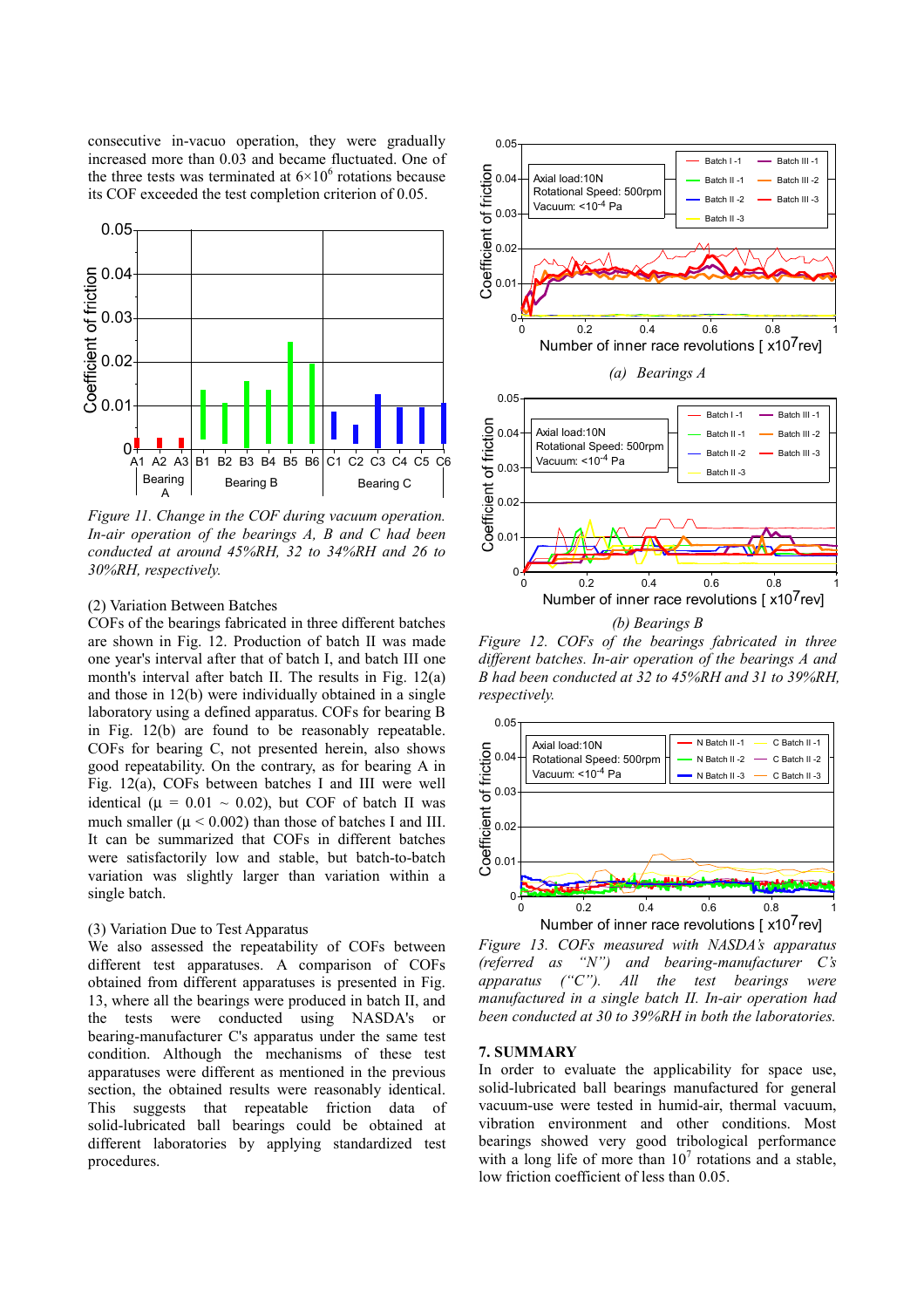consecutive in-vacuo operation, they were gradually increased more than 0.03 and became fluctuated. One of the three tests was terminated at $6\times10^6$ rotations because its COF exceeded the test completion criterion of 0.05.

*Figure 11. Change in the COF during vacuum operation. In-air operation of the bearings A, B and C had been conducted at around 45%RH, 32 to 34%RH and 26 to 30%RH, respectively.*

(2) Variation Between Batches

COFs of the bearings fabricated in three different batches are shown in Fig. 12. Production of batch II was made one year's interval after that of batch I, and batch III one month's interval after batch II. The results in Fig. 12(a) and those in 12(b) were individually obtained in a single laboratory using a defined apparatus. COFs for bearing B in Fig. 12(b) are found to be reasonably repeatable. COFs for bearing C, not presented herein, also shows good repeatability. On the contrary, as for bearing A in Fig. 12(a), COFs between batches I and III were well identical ($\mu$ = 0.01 ~ 0.02), but COF of batch II was much smaller ($\mu < 0.002$) than those of batches I and III. It can be summarized that COFs in different batches were satisfactorily low and stable, but batch-to-batch variation was slightly larger than variation within a single batch.

(3) Variation Due to Test Apparatus

We also assessed the repeatability of COFs between different test apparatuses. A comparison of COFs obtained from different apparatuses is presented in Fig. 13, where all the bearings were produced in batch II, and the tests were conducted using NASDA's or bearing-manufacturer C's apparatus under the same test condition. Although the mechanisms of these test apparatuses were different as mentioned in the previous section, the obtained results were reasonably identical. This suggests that repeatable friction data of solid-lubricated ball bearings could be obtained at different laboratories by applying standardized test procedures.

*(a) Bearings A*

*(b) Bearings B*

*Figure 12. COFs of the bearings fabricated in three different batches. In-air operation of the bearings A and B had been conducted at 32 to 45%RH and 31 to 39%RH, respectively.*

*Figure 13. COFs measured with NASDA's apparatus (referred as "N") and bearing-manufacturer C's apparatus ("C"). All the test bearings were manufactured in a single batch II. In-air operation had been conducted at 30 to 39%RH in both the laboratories.*

## 7. SUMMARY

In order to evaluate the applicability for space use, solid-lubricated ball bearings manufactured for general vacuum-use were tested in humid-air, thermal vacuum, vibration environment and other conditions. Most bearings showed very good tribological performance with a long life of more than $10^7$ rotations and a stable, low friction coefficient of less than 0.05.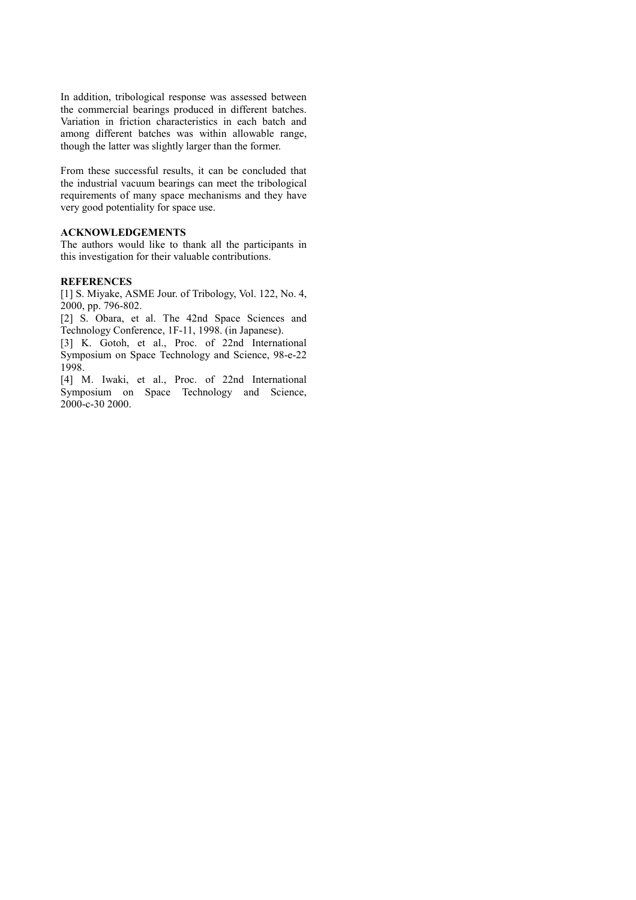In addition, tribological response was assessed between the commercial bearings produced in different batches. Variation in friction characteristics in each batch and among different batches was within allowable range, though the latter was slightly larger than the former.

From these successful results, it can be concluded that the industrial vacuum bearings can meet the tribological requirements of many space mechanisms and they have very good potentiality for space use.

**ACKNOWLEDGEMENTS**

The authors would like to thank all the participants in this investigation for their valuable contributions.

**REFERENCES**

[1] S. Miyake, ASME Jour. of Tribology, Vol. 122, No. 4, 2000, pp. 796-802.

[2] S. Obara, et al. The 42nd Space Sciences and Technology Conference, 1F-11, 1998. (in Japanese).

[3] K. Gotoh, et al., Proc. of 22nd International Symposium on Space Technology and Science, 98-e-22 1998.

[4] M. Iwaki, et al., Proc. of 22nd International Symposium on Space Technology and Science, 2000-c-30 2000.